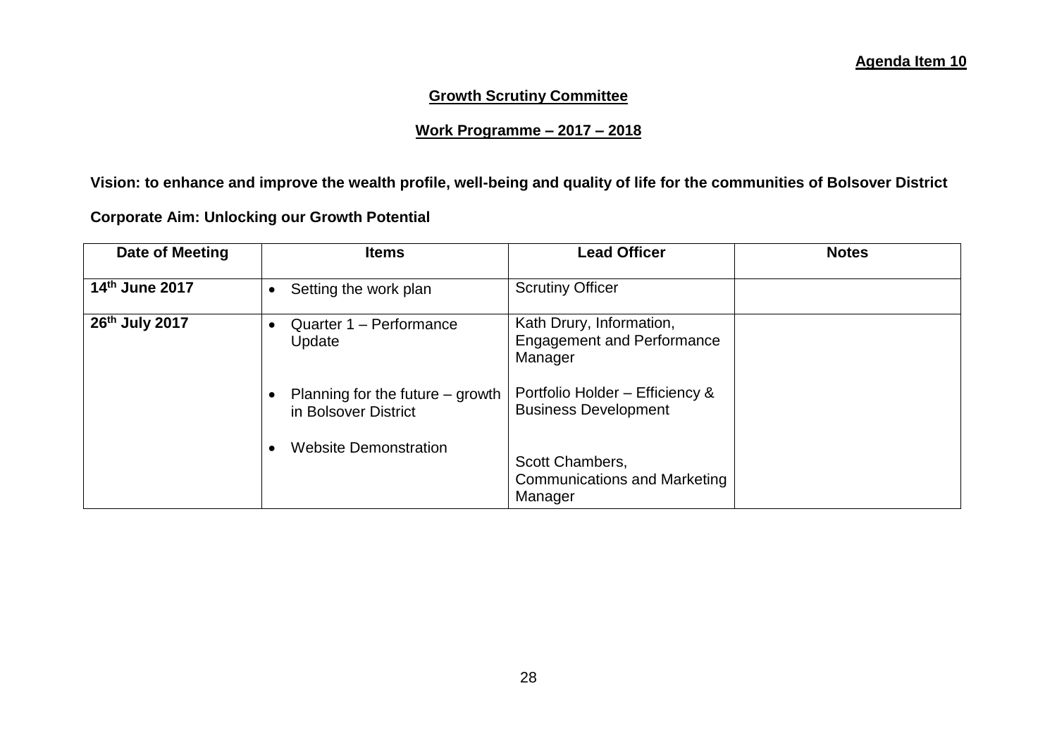**Agenda Item 10**

## Growth Scrutiny Committee

## Work Programme – 2017 – 2018

**Vision: to enhance and improve the wealth profile, well-being and quality of life for the communities of Bolsover District**

**Corporate Aim: Unlocking our Growth Potential**

| Date of Meeting | Items | Lead Officer | Notes |
|---|---|---|---|
| **14th June 2017** | • Setting the work plan | Scrutiny Officer | |
| **26th July 2017** | • Quarter 1 – Performance Update<br><br>• Planning for the future – growth in Bolsover District<br><br>• Website Demonstration | Kath Drury, Information, Engagement and Performance Manager<br><br>Portfolio Holder – Efficiency & Business Development<br><br>Scott Chambers, Communications and Marketing Manager | |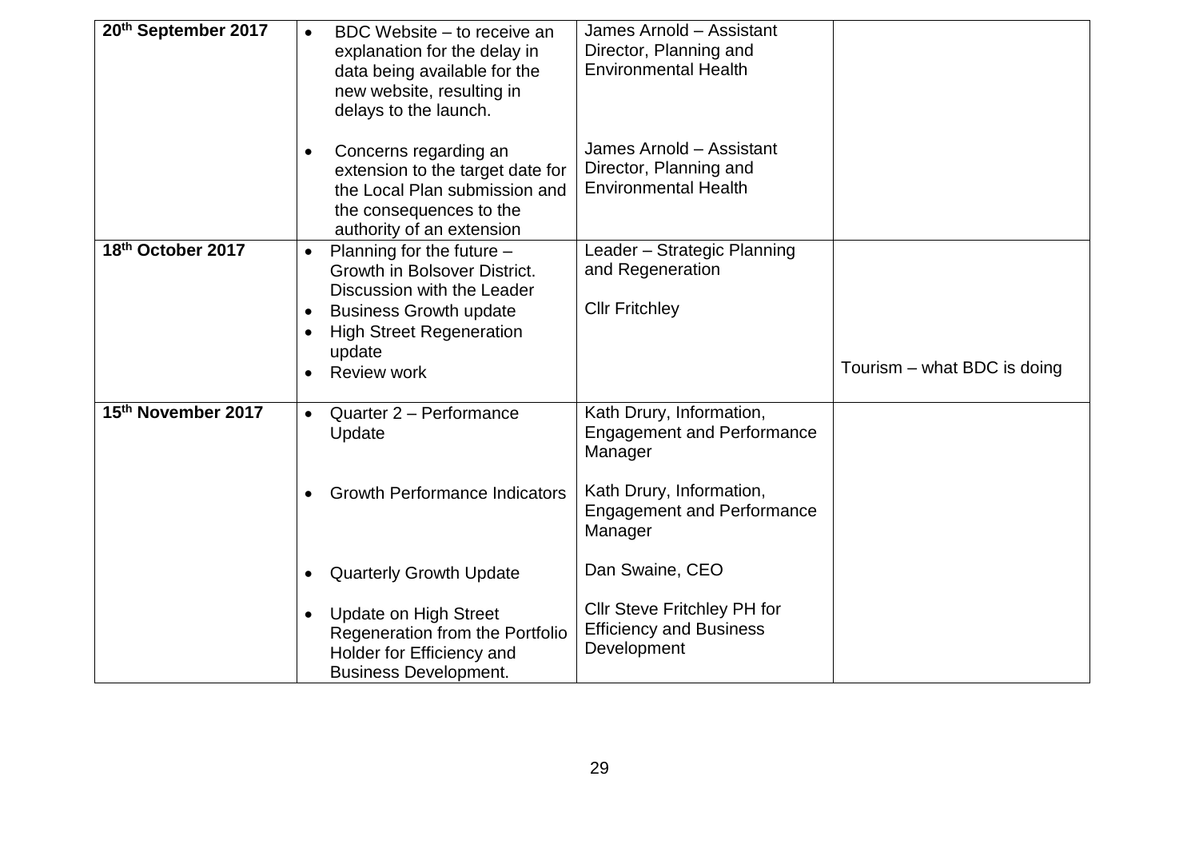| 20th September 2017 | • BDC Website – to receive an explanation for the delay in data being available for the new website, resulting in delays to the launch.<br><br>• Concerns regarding an extension to the target date for the Local Plan submission and the consequences to the authority of an extension | James Arnold – Assistant Director, Planning and Environmental Health<br><br>James Arnold – Assistant Director, Planning and Environmental Health | |
|---|---|---|---|
| 18th October 2017 | • Planning for the future – Growth in Bolsover District. Discussion with the Leader<br>• Business Growth update<br>• High Street Regeneration update<br>• Review work | Leader – Strategic Planning and Regeneration<br><br>Cllr Fritchley | Tourism – what BDC is doing |
| 15th November 2017 | • Quarter 2 – Performance Update<br><br>• Growth Performance Indicators<br><br>• Quarterly Growth Update<br><br>• Update on High Street Regeneration from the Portfolio Holder for Efficiency and Business Development. | Kath Drury, Information, Engagement and Performance Manager<br><br>Kath Drury, Information, Engagement and Performance Manager<br><br>Dan Swaine, CEO<br><br>Cllr Steve Fritchley PH for Efficiency and Business Development | |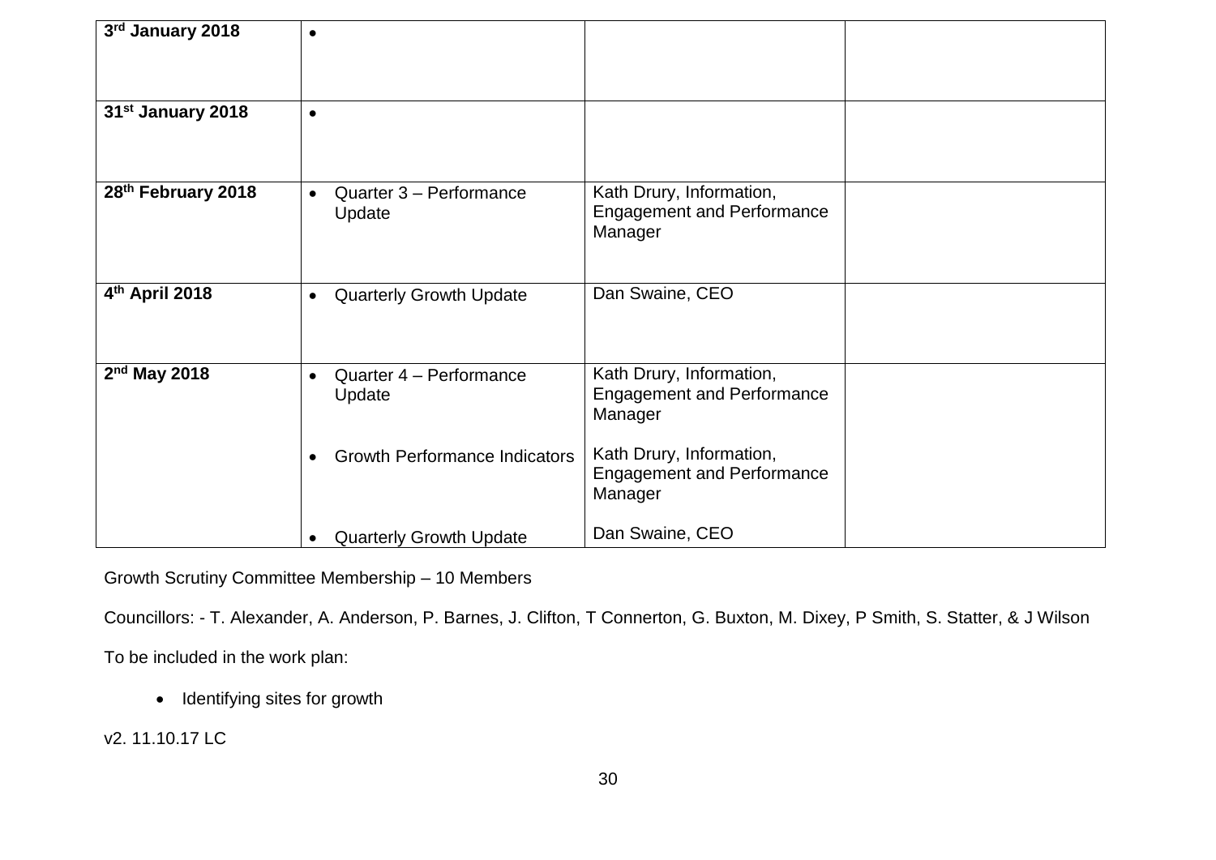| | | | |
|---|---|---|---|
| **3rd January 2018** | • | | |
| **31st January 2018** | • | | |
| **28th February 2018** | • Quarter 3 – Performance Update | Kath Drury, Information, Engagement and Performance Manager | |
| **4th April 2018** | • Quarterly Growth Update | Dan Swaine, CEO | |
| **2nd May 2018** | • Quarter 4 – Performance Update<br><br>• Growth Performance Indicators<br><br>• Quarterly Growth Update | Kath Drury, Information, Engagement and Performance Manager<br><br>Kath Drury, Information, Engagement and Performance Manager<br><br>Dan Swaine, CEO | |

Growth Scrutiny Committee Membership – 10 Members

Councillors: - T. Alexander, A. Anderson, P. Barnes, J. Clifton, T Connerton, G. Buxton, M. Dixey, P Smith, S. Statter, & J Wilson

To be included in the work plan:

- Identifying sites for growth

v2. 11.10.17 LC